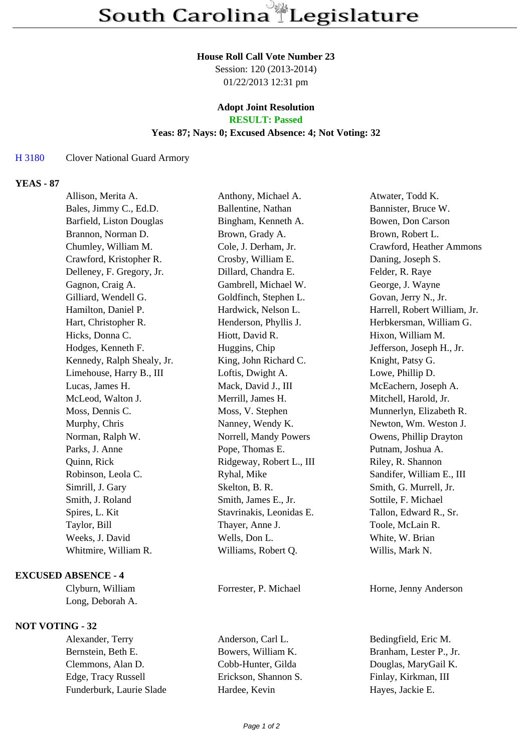# South Carolina Legislature

**House Roll Call Vote Number 23**
Session: 120 (2013-2014)
01/22/2013 12:31 pm

**Adopt Joint Resolution**
**RESULT: Passed**
**Yeas: 87; Nays: 0; Excused Absence: 4; Not Voting: 32**

H 3180 Clover National Guard Armory

**YEAS - 87**

| | | |
|---|---|---|
| Allison, Merita A. | Anthony, Michael A. | Atwater, Todd K. |
| Bales, Jimmy C., Ed.D. | Ballentine, Nathan | Bannister, Bruce W. |
| Barfield, Liston Douglas | Bingham, Kenneth A. | Bowen, Don Carson |
| Brannon, Norman D. | Brown, Grady A. | Brown, Robert L. |
| Chumley, William M. | Cole, J. Derham, Jr. | Crawford, Heather Ammons |
| Crawford, Kristopher R. | Crosby, William E. | Daning, Joseph S. |
| Delleney, F. Gregory, Jr. | Dillard, Chandra E. | Felder, R. Raye |
| Gagnon, Craig A. | Gambrell, Michael W. | George, J. Wayne |
| Gilliard, Wendell G. | Goldfinch, Stephen L. | Govan, Jerry N., Jr. |
| Hamilton, Daniel P. | Hardwick, Nelson L. | Harrell, Robert William, Jr. |
| Hart, Christopher R. | Henderson, Phyllis J. | Herbkersman, William G. |
| Hicks, Donna C. | Hiott, David R. | Hixon, William M. |
| Hodges, Kenneth F. | Huggins, Chip | Jefferson, Joseph H., Jr. |
| Kennedy, Ralph Shealy, Jr. | King, John Richard C. | Knight, Patsy G. |
| Limehouse, Harry B., III | Loftis, Dwight A. | Lowe, Phillip D. |
| Lucas, James H. | Mack, David J., III | McEachern, Joseph A. |
| McLeod, Walton J. | Merrill, James H. | Mitchell, Harold, Jr. |
| Moss, Dennis C. | Moss, V. Stephen | Munnerlyn, Elizabeth R. |
| Murphy, Chris | Nanney, Wendy K. | Newton, Wm. Weston J. |
| Norman, Ralph W. | Norrell, Mandy Powers | Owens, Phillip Drayton |
| Parks, J. Anne | Pope, Thomas E. | Putnam, Joshua A. |
| Quinn, Rick | Ridgeway, Robert L., III | Riley, R. Shannon |
| Robinson, Leola C. | Ryhal, Mike | Sandifer, William E., III |
| Simrill, J. Gary | Skelton, B. R. | Smith, G. Murrell, Jr. |
| Smith, J. Roland | Smith, James E., Jr. | Sottile, F. Michael |
| Spires, L. Kit | Stavrinakis, Leonidas E. | Tallon, Edward R., Sr. |
| Taylor, Bill | Thayer, Anne J. | Toole, McLain R. |
| Weeks, J. David | Wells, Don L. | White, W. Brian |
| Whitmire, William R. | Williams, Robert Q. | Willis, Mark N. |

**EXCUSED ABSENCE - 4**

| | | |
|---|---|---|
| Clyburn, William | Forrester, P. Michael | Horne, Jenny Anderson |
| Long, Deborah A. | | |

**NOT VOTING - 32**

| | | |
|---|---|---|
| Alexander, Terry | Anderson, Carl L. | Bedingfield, Eric M. |
| Bernstein, Beth E. | Bowers, William K. | Branham, Lester P., Jr. |
| Clemmons, Alan D. | Cobb-Hunter, Gilda | Douglas, MaryGail K. |
| Edge, Tracy Russell | Erickson, Shannon S. | Finlay, Kirkman, III |
| Funderburk, Laurie Slade | Hardee, Kevin | Hayes, Jackie E. |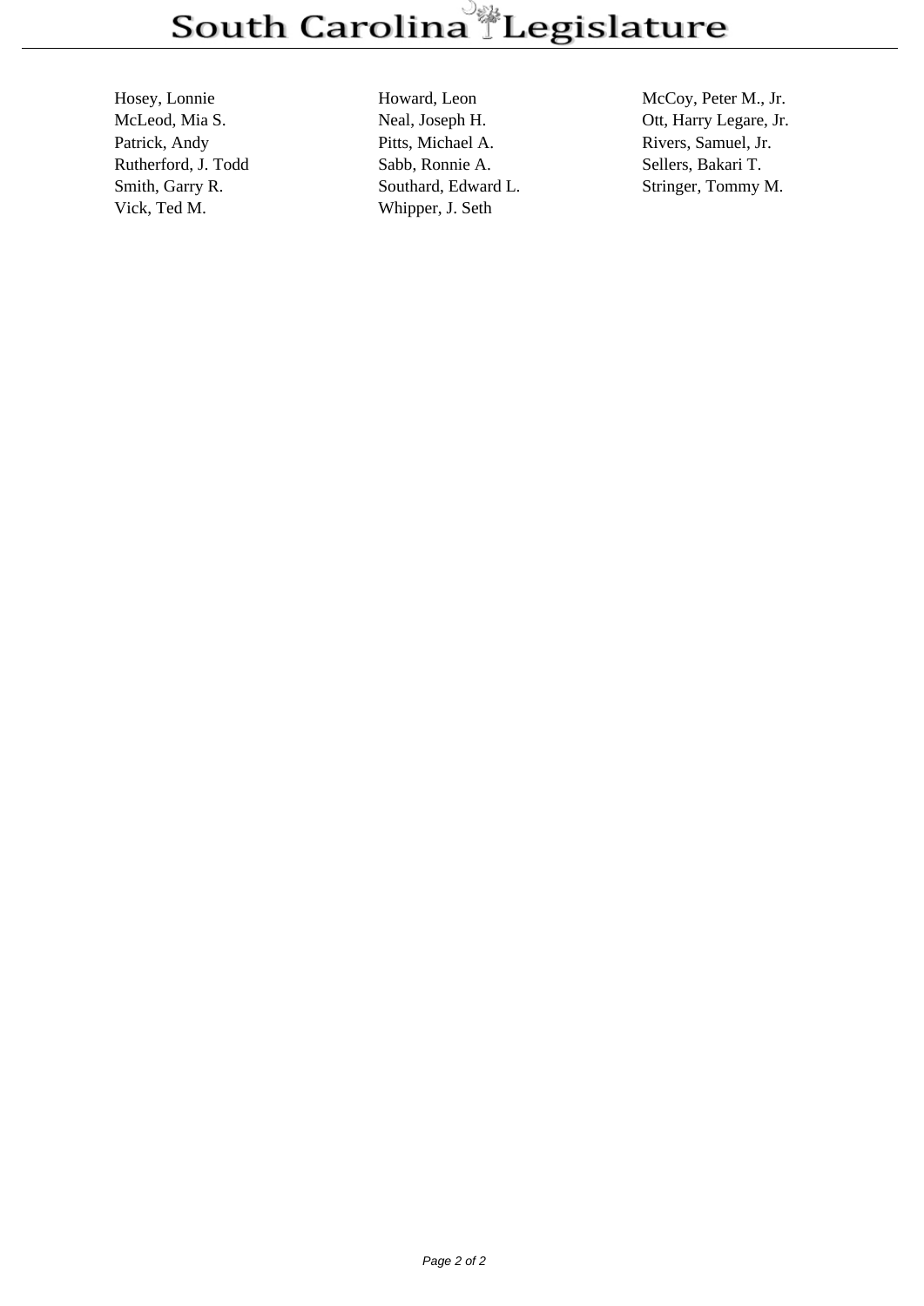| | | |
|---|---|---|
| Hosey, Lonnie | Howard, Leon | McCoy, Peter M., Jr. |
| McLeod, Mia S. | Neal, Joseph H. | Ott, Harry Legare, Jr. |
| Patrick, Andy | Pitts, Michael A. | Rivers, Samuel, Jr. |
| Rutherford, J. Todd | Sabb, Ronnie A. | Sellers, Bakari T. |
| Smith, Garry R. | Southard, Edward L. | Stringer, Tommy M. |
| Vick, Ted M. | Whipper, J. Seth | |